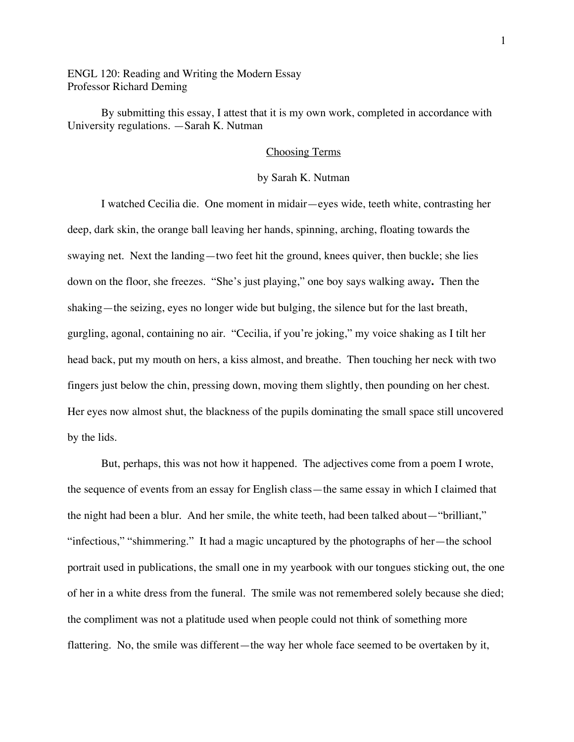ENGL 120: Reading and Writing the Modern Essay
Professor Richard Deming

By submitting this essay, I attest that it is my own work, completed in accordance with University regulations. —Sarah K. Nutman

# Choosing Terms

by Sarah K. Nutman

I watched Cecilia die. One moment in midair—eyes wide, teeth white, contrasting her deep, dark skin, the orange ball leaving her hands, spinning, arching, floating towards the swaying net. Next the landing—two feet hit the ground, knees quiver, then buckle; she lies down on the floor, she freezes. "She's just playing," one boy says walking away**.** Then the shaking—the seizing, eyes no longer wide but bulging, the silence but for the last breath, gurgling, agonal, containing no air. "Cecilia, if you're joking," my voice shaking as I tilt her head back, put my mouth on hers, a kiss almost, and breathe. Then touching her neck with two fingers just below the chin, pressing down, moving them slightly, then pounding on her chest. Her eyes now almost shut, the blackness of the pupils dominating the small space still uncovered by the lids.

But, perhaps, this was not how it happened. The adjectives come from a poem I wrote, the sequence of events from an essay for English class—the same essay in which I claimed that the night had been a blur. And her smile, the white teeth, had been talked about—"brilliant," "infectious," "shimmering." It had a magic uncaptured by the photographs of her—the school portrait used in publications, the small one in my yearbook with our tongues sticking out, the one of her in a white dress from the funeral. The smile was not remembered solely because she died; the compliment was not a platitude used when people could not think of something more flattering. No, the smile was different—the way her whole face seemed to be overtaken by it,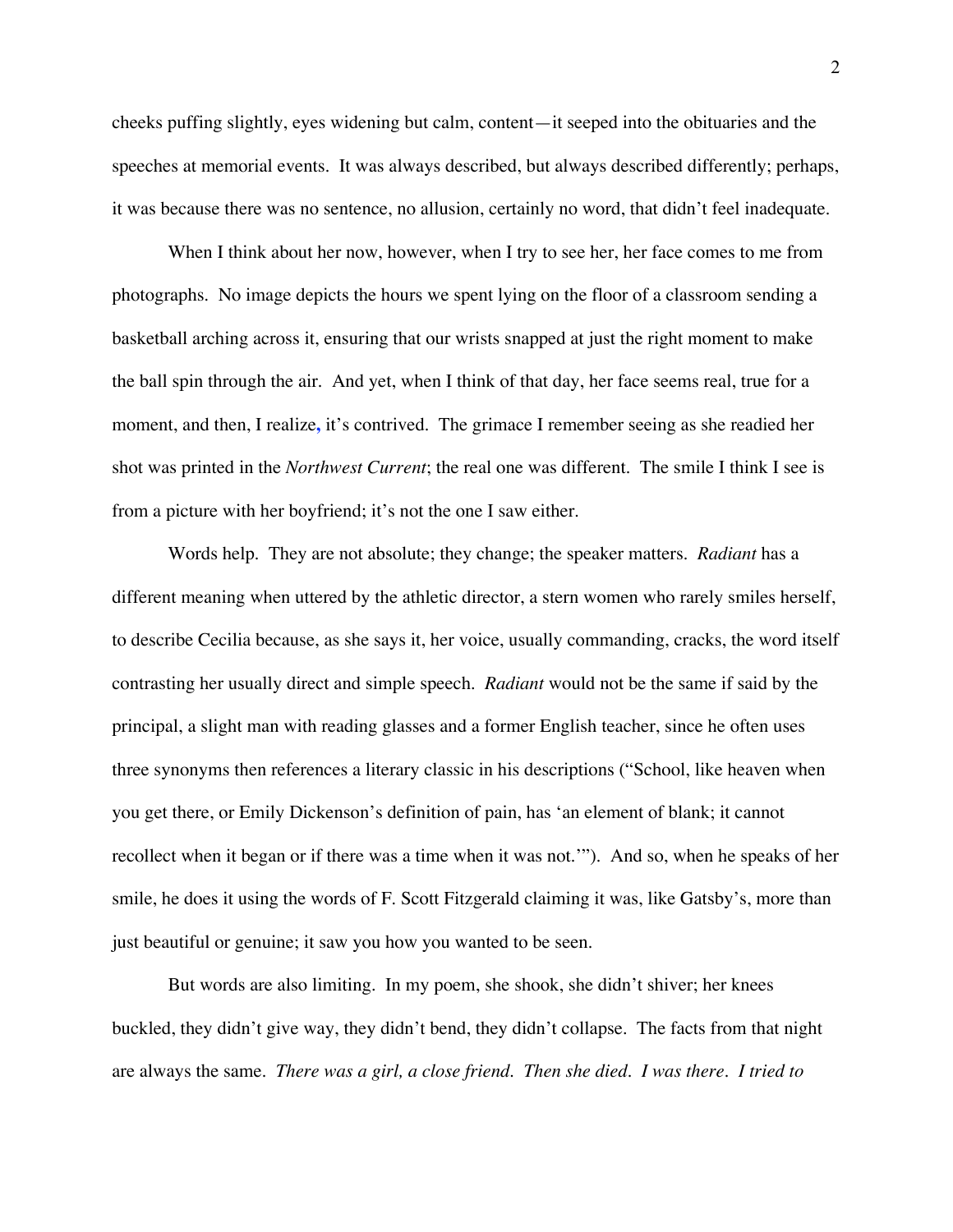cheeks puffing slightly, eyes widening but calm, content—it seeped into the obituaries and the speeches at memorial events. It was always described, but always described differently; perhaps, it was because there was no sentence, no allusion, certainly no word, that didn't feel inadequate.

When I think about her now, however, when I try to see her, her face comes to me from photographs. No image depicts the hours we spent lying on the floor of a classroom sending a basketball arching across it, ensuring that our wrists snapped at just the right moment to make the ball spin through the air. And yet, when I think of that day, her face seems real, true for a moment, and then, I realize, it's contrived. The grimace I remember seeing as she readied her shot was printed in the *Northwest Current*; the real one was different. The smile I think I see is from a picture with her boyfriend; it's not the one I saw either.

Words help. They are not absolute; they change; the speaker matters. *Radiant* has a different meaning when uttered by the athletic director, a stern women who rarely smiles herself, to describe Cecilia because, as she says it, her voice, usually commanding, cracks, the word itself contrasting her usually direct and simple speech. *Radiant* would not be the same if said by the principal, a slight man with reading glasses and a former English teacher, since he often uses three synonyms then references a literary classic in his descriptions ("School, like heaven when you get there, or Emily Dickenson's definition of pain, has 'an element of blank; it cannot recollect when it began or if there was a time when it was not.'"). And so, when he speaks of her smile, he does it using the words of F. Scott Fitzgerald claiming it was, like Gatsby's, more than just beautiful or genuine; it saw you how you wanted to be seen.

But words are also limiting. In my poem, she shook, she didn't shiver; her knees buckled, they didn't give way, they didn't bend, they didn't collapse. The facts from that night are always the same. *There was a girl, a close friend. Then she died. I was there. I tried to*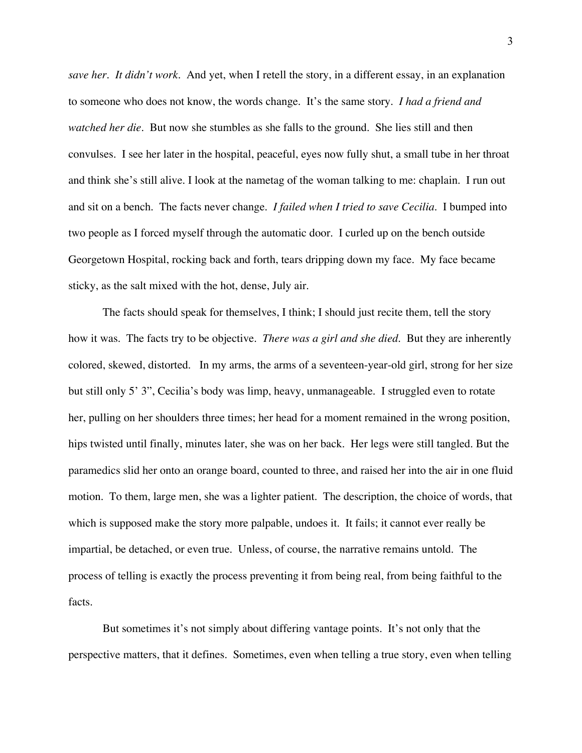*save her*. *It didn't work*. And yet, when I retell the story, in a different essay, in an explanation to someone who does not know, the words change. It's the same story. *I had a friend and watched her die*. But now she stumbles as she falls to the ground. She lies still and then convulses. I see her later in the hospital, peaceful, eyes now fully shut, a small tube in her throat and think she's still alive. I look at the nametag of the woman talking to me: chaplain. I run out and sit on a bench. The facts never change. *I failed when I tried to save Cecilia*. I bumped into two people as I forced myself through the automatic door. I curled up on the bench outside Georgetown Hospital, rocking back and forth, tears dripping down my face. My face became sticky, as the salt mixed with the hot, dense, July air.

The facts should speak for themselves, I think; I should just recite them, tell the story how it was. The facts try to be objective. *There was a girl and she died.* But they are inherently colored, skewed, distorted. In my arms, the arms of a seventeen-year-old girl, strong for her size but still only 5' 3", Cecilia's body was limp, heavy, unmanageable. I struggled even to rotate her, pulling on her shoulders three times; her head for a moment remained in the wrong position, hips twisted until finally, minutes later, she was on her back. Her legs were still tangled. But the paramedics slid her onto an orange board, counted to three, and raised her into the air in one fluid motion. To them, large men, she was a lighter patient. The description, the choice of words, that which is supposed make the story more palpable, undoes it. It fails; it cannot ever really be impartial, be detached, or even true. Unless, of course, the narrative remains untold. The process of telling is exactly the process preventing it from being real, from being faithful to the facts.

But sometimes it's not simply about differing vantage points. It's not only that the perspective matters, that it defines. Sometimes, even when telling a true story, even when telling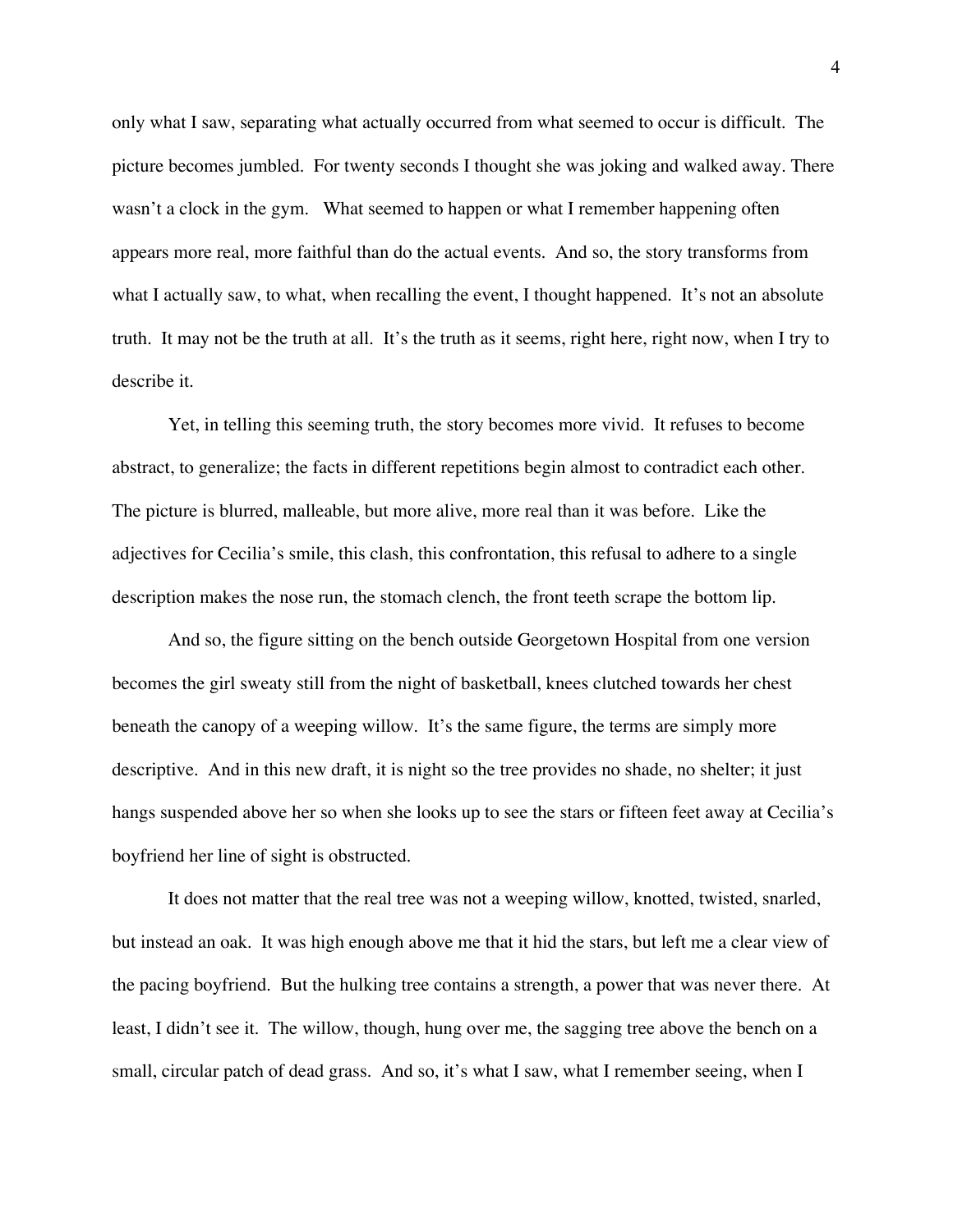only what I saw, separating what actually occurred from what seemed to occur is difficult. The picture becomes jumbled. For twenty seconds I thought she was joking and walked away. There wasn't a clock in the gym. What seemed to happen or what I remember happening often appears more real, more faithful than do the actual events. And so, the story transforms from what I actually saw, to what, when recalling the event, I thought happened. It's not an absolute truth. It may not be the truth at all. It's the truth as it seems, right here, right now, when I try to describe it.

Yet, in telling this seeming truth, the story becomes more vivid. It refuses to become abstract, to generalize; the facts in different repetitions begin almost to contradict each other. The picture is blurred, malleable, but more alive, more real than it was before. Like the adjectives for Cecilia's smile, this clash, this confrontation, this refusal to adhere to a single description makes the nose run, the stomach clench, the front teeth scrape the bottom lip.

And so, the figure sitting on the bench outside Georgetown Hospital from one version becomes the girl sweaty still from the night of basketball, knees clutched towards her chest beneath the canopy of a weeping willow. It's the same figure, the terms are simply more descriptive. And in this new draft, it is night so the tree provides no shade, no shelter; it just hangs suspended above her so when she looks up to see the stars or fifteen feet away at Cecilia's boyfriend her line of sight is obstructed.

It does not matter that the real tree was not a weeping willow, knotted, twisted, snarled, but instead an oak. It was high enough above me that it hid the stars, but left me a clear view of the pacing boyfriend. But the hulking tree contains a strength, a power that was never there. At least, I didn't see it. The willow, though, hung over me, the sagging tree above the bench on a small, circular patch of dead grass. And so, it's what I saw, what I remember seeing, when I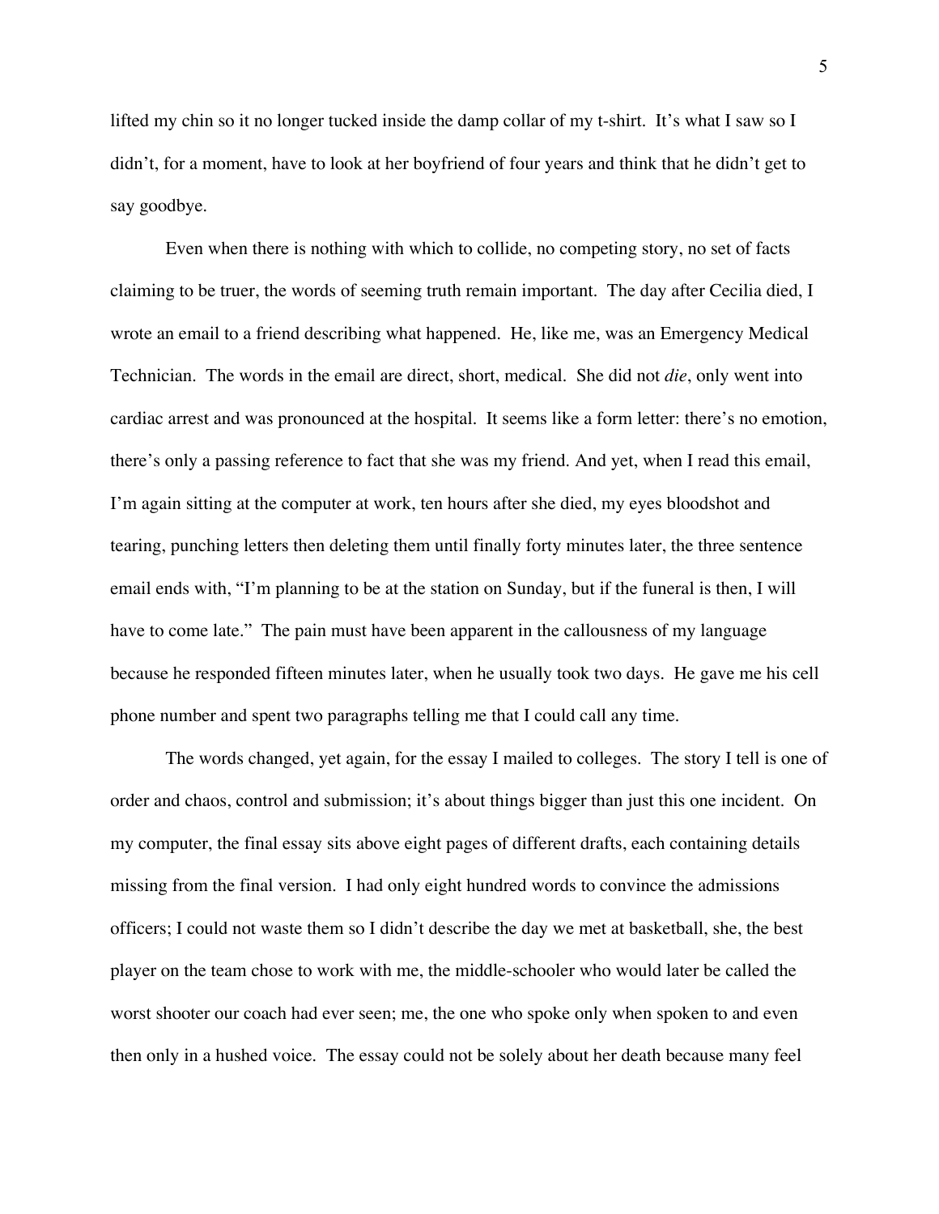lifted my chin so it no longer tucked inside the damp collar of my t-shirt. It's what I saw so I didn't, for a moment, have to look at her boyfriend of four years and think that he didn't get to say goodbye.

Even when there is nothing with which to collide, no competing story, no set of facts claiming to be truer, the words of seeming truth remain important. The day after Cecilia died, I wrote an email to a friend describing what happened. He, like me, was an Emergency Medical Technician. The words in the email are direct, short, medical. She did not *die*, only went into cardiac arrest and was pronounced at the hospital. It seems like a form letter: there's no emotion, there's only a passing reference to fact that she was my friend. And yet, when I read this email, I'm again sitting at the computer at work, ten hours after she died, my eyes bloodshot and tearing, punching letters then deleting them until finally forty minutes later, the three sentence email ends with, "I'm planning to be at the station on Sunday, but if the funeral is then, I will have to come late." The pain must have been apparent in the callousness of my language because he responded fifteen minutes later, when he usually took two days. He gave me his cell phone number and spent two paragraphs telling me that I could call any time.

The words changed, yet again, for the essay I mailed to colleges. The story I tell is one of order and chaos, control and submission; it's about things bigger than just this one incident. On my computer, the final essay sits above eight pages of different drafts, each containing details missing from the final version. I had only eight hundred words to convince the admissions officers; I could not waste them so I didn't describe the day we met at basketball, she, the best player on the team chose to work with me, the middle-schooler who would later be called the worst shooter our coach had ever seen; me, the one who spoke only when spoken to and even then only in a hushed voice. The essay could not be solely about her death because many feel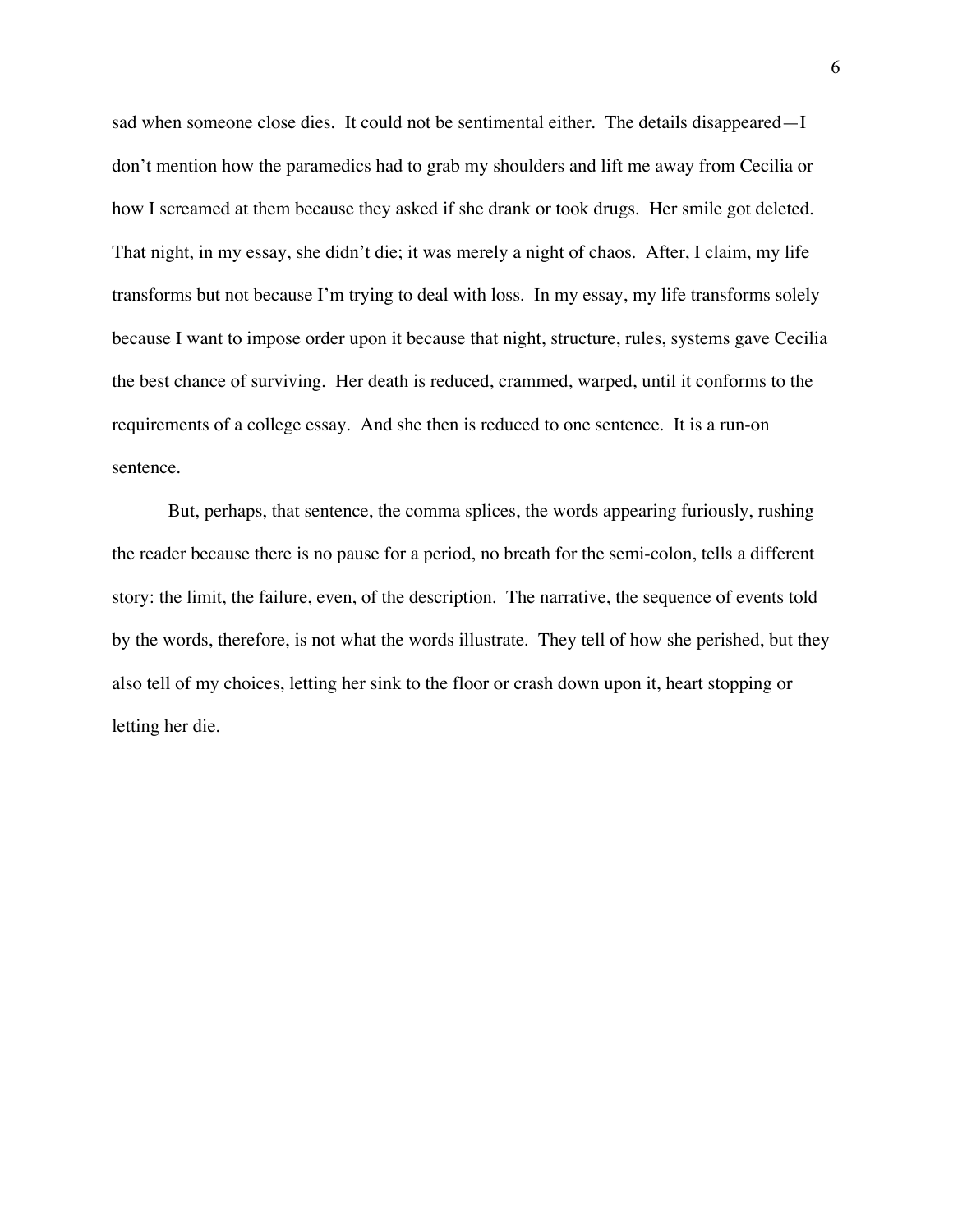sad when someone close dies. It could not be sentimental either. The details disappeared—I don't mention how the paramedics had to grab my shoulders and lift me away from Cecilia or how I screamed at them because they asked if she drank or took drugs. Her smile got deleted. That night, in my essay, she didn't die; it was merely a night of chaos. After, I claim, my life transforms but not because I'm trying to deal with loss. In my essay, my life transforms solely because I want to impose order upon it because that night, structure, rules, systems gave Cecilia the best chance of surviving. Her death is reduced, crammed, warped, until it conforms to the requirements of a college essay. And she then is reduced to one sentence. It is a run-on sentence.

But, perhaps, that sentence, the comma splices, the words appearing furiously, rushing the reader because there is no pause for a period, no breath for the semi-colon, tells a different story: the limit, the failure, even, of the description. The narrative, the sequence of events told by the words, therefore, is not what the words illustrate. They tell of how she perished, but they also tell of my choices, letting her sink to the floor or crash down upon it, heart stopping or letting her die.